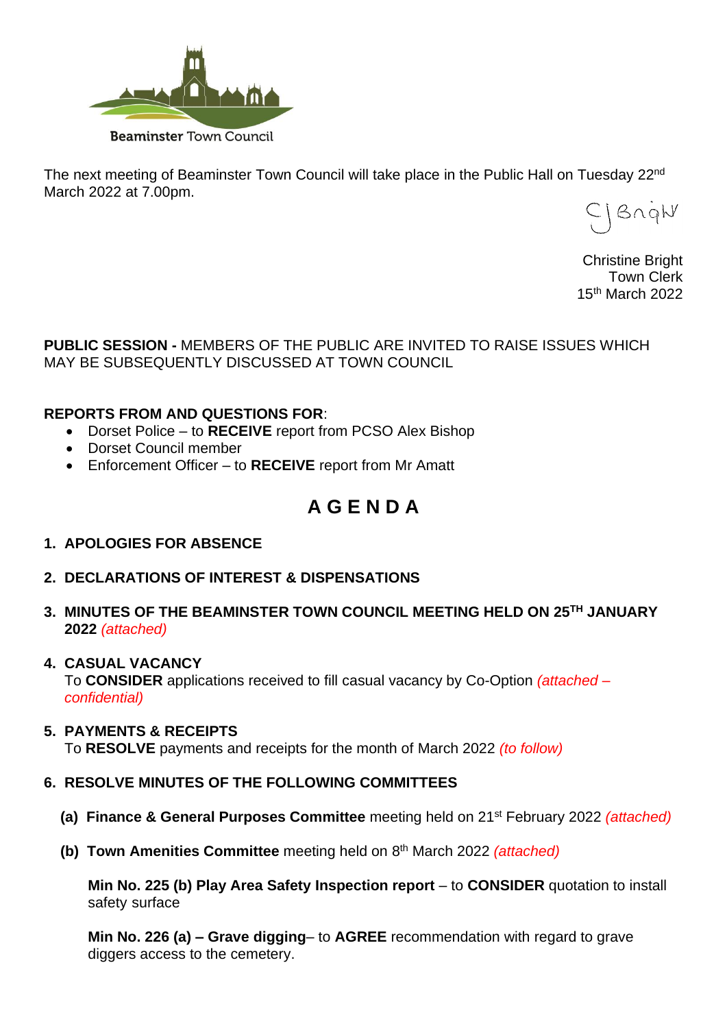Beaminster Town Council

The next meeting of Beaminster Town Council will take place in the Public Hall on Tuesday 22nd March 2022 at 7.00pm.

Christine Bright
Town Clerk
15th March 2022

**PUBLIC SESSION -** MEMBERS OF THE PUBLIC ARE INVITED TO RAISE ISSUES WHICH MAY BE SUBSEQUENTLY DISCUSSED AT TOWN COUNCIL

**REPORTS FROM AND QUESTIONS FOR**:

- Dorset Police – to **RECEIVE** report from PCSO Alex Bishop
- Dorset Council member
- Enforcement Officer – to **RECEIVE** report from Mr Amatt

# A G E N D A

1. **APOLOGIES FOR ABSENCE**

2. **DECLARATIONS OF INTEREST & DISPENSATIONS**

3. **MINUTES OF THE BEAMINSTER TOWN COUNCIL MEETING HELD ON 25TH JANUARY 2022** *(attached)*

4. **CASUAL VACANCY**
   To **CONSIDER** applications received to fill casual vacancy by Co-Option *(attached – confidential)*

5. **PAYMENTS & RECEIPTS**
   To **RESOLVE** payments and receipts for the month of March 2022 *(to follow)*

6. **RESOLVE MINUTES OF THE FOLLOWING COMMITTEES**

   **(a) Finance & General Purposes Committee** meeting held on 21st February 2022 *(attached)*

   **(b) Town Amenities Committee** meeting held on 8th March 2022 *(attached)*

   **Min No. 225 (b) Play Area Safety Inspection report** – to **CONSIDER** quotation to install safety surface

   **Min No. 226 (a) – Grave digging**– to **AGREE** recommendation with regard to grave diggers access to the cemetery.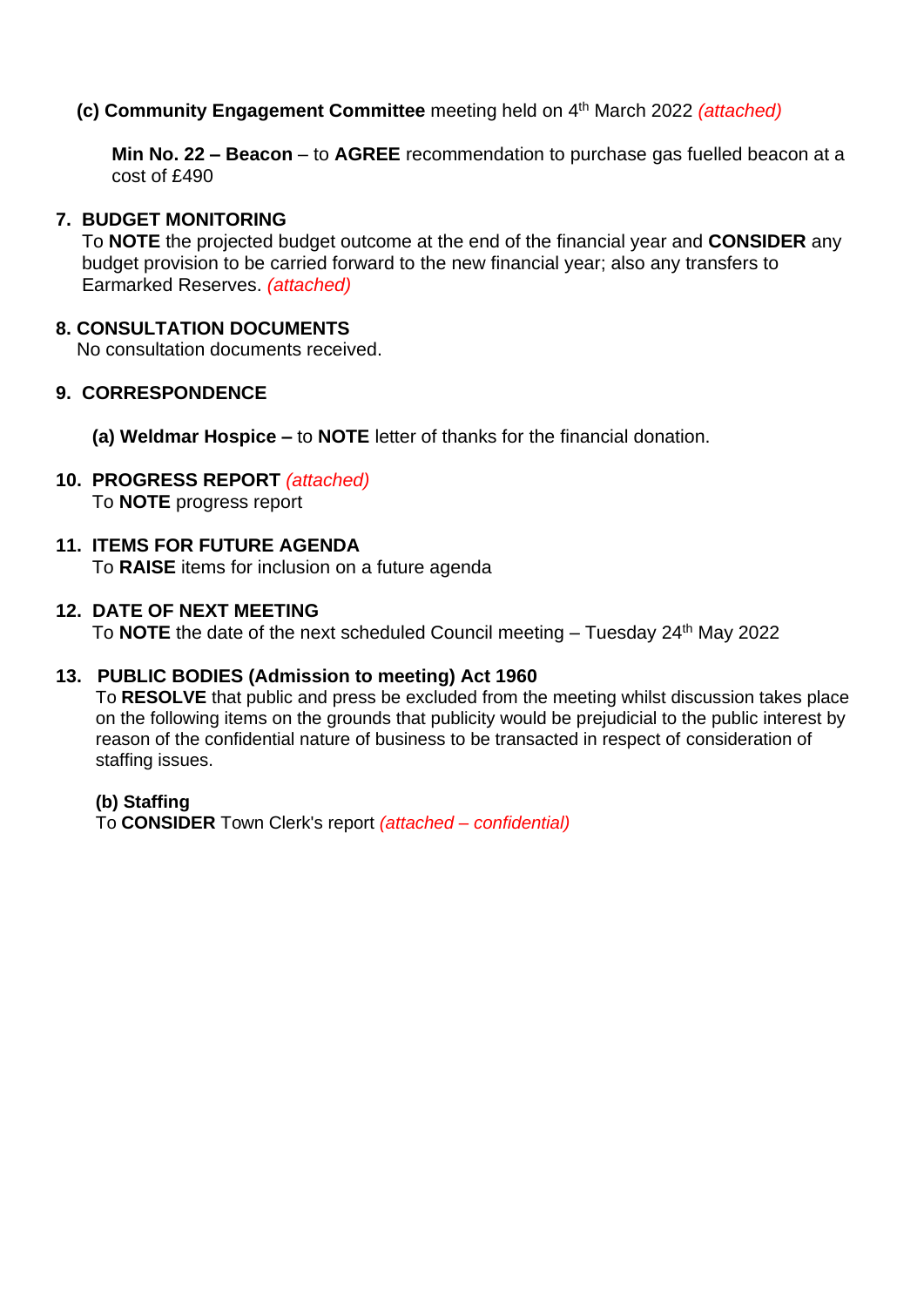**(c) Community Engagement Committee** meeting held on 4th March 2022 *(attached)*

**Min No. 22 – Beacon** – to **AGREE** recommendation to purchase gas fuelled beacon at a cost of £490

## 7. BUDGET MONITORING

To **NOTE** the projected budget outcome at the end of the financial year and **CONSIDER** any budget provision to be carried forward to the new financial year; also any transfers to Earmarked Reserves. *(attached)*

## 8. CONSULTATION DOCUMENTS

No consultation documents received.

## 9. CORRESPONDENCE

**(a) Weldmar Hospice –** to **NOTE** letter of thanks for the financial donation.

## 10. PROGRESS REPORT *(attached)*

To **NOTE** progress report

## 11. ITEMS FOR FUTURE AGENDA

To **RAISE** items for inclusion on a future agenda

## 12. DATE OF NEXT MEETING

To **NOTE** the date of the next scheduled Council meeting – Tuesday 24th May 2022

## 13. PUBLIC BODIES (Admission to meeting) Act 1960

To **RESOLVE** that public and press be excluded from the meeting whilst discussion takes place on the following items on the grounds that publicity would be prejudicial to the public interest by reason of the confidential nature of business to be transacted in respect of consideration of staffing issues.

**(b) Staffing**

To **CONSIDER** Town Clerk's report *(attached – confidential)*